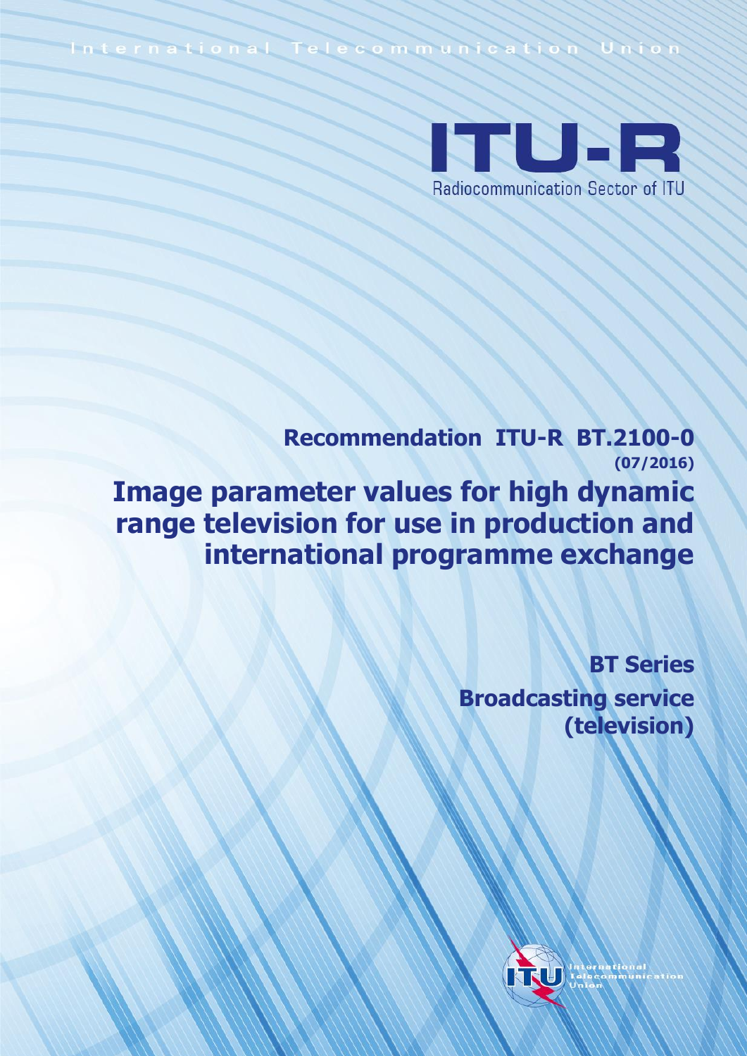International Telecommunication Union

ITU-R

Radiocommunication Sector of ITU

**Recommendation ITU-R BT.2100-0**

**(07/2016)**

# Image parameter values for high dynamic range television for use in production and international programme exchange

**BT Series**

**Broadcasting service (television)**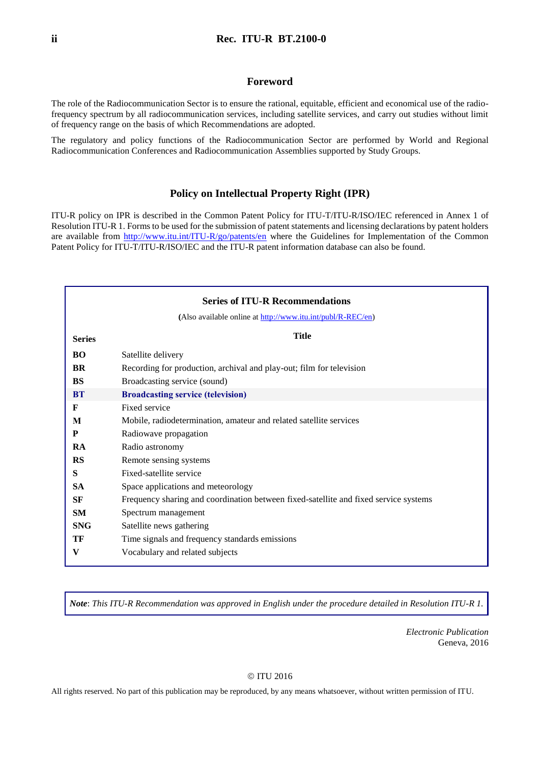## Foreword

The role of the Radiocommunication Sector is to ensure the rational, equitable, efficient and economical use of the radio-frequency spectrum by all radiocommunication services, including satellite services, and carry out studies without limit of frequency range on the basis of which Recommendations are adopted.

The regulatory and policy functions of the Radiocommunication Sector are performed by World and Regional Radiocommunication Conferences and Radiocommunication Assemblies supported by Study Groups.

## Policy on Intellectual Property Right (IPR)

ITU-R policy on IPR is described in the Common Patent Policy for ITU-T/ITU-R/ISO/IEC referenced in Annex 1 of Resolution ITU-R 1. Forms to be used for the submission of patent statements and licensing declarations by patent holders are available from http://www.itu.int/ITU-R/go/patents/en where the Guidelines for Implementation of the Common Patent Policy for ITU-T/ITU-R/ISO/IEC and the ITU-R patent information database can also be found.

### Series of ITU-R Recommendations

(Also available online at http://www.itu.int/publ/R-REC/en)

| Series | Title |
|---|---|
| **BO** | Satellite delivery |
| **BR** | Recording for production, archival and play-out; film for television |
| **BS** | Broadcasting service (sound) |
| **BT** | **Broadcasting service (television)** |
| **F** | Fixed service |
| **M** | Mobile, radiodetermination, amateur and related satellite services |
| **P** | Radiowave propagation |
| **RA** | Radio astronomy |
| **RS** | Remote sensing systems |
| **S** | Fixed-satellite service |
| **SA** | Space applications and meteorology |
| **SF** | Frequency sharing and coordination between fixed-satellite and fixed service systems |
| **SM** | Spectrum management |
| **SNG** | Satellite news gathering |
| **TF** | Time signals and frequency standards emissions |
| **V** | Vocabulary and related subjects |

***Note***: *This ITU-R Recommendation was approved in English under the procedure detailed in Resolution ITU-R 1.*

*Electronic Publication*
Geneva, 2016

© ITU 2016

All rights reserved. No part of this publication may be reproduced, by any means whatsoever, without written permission of ITU.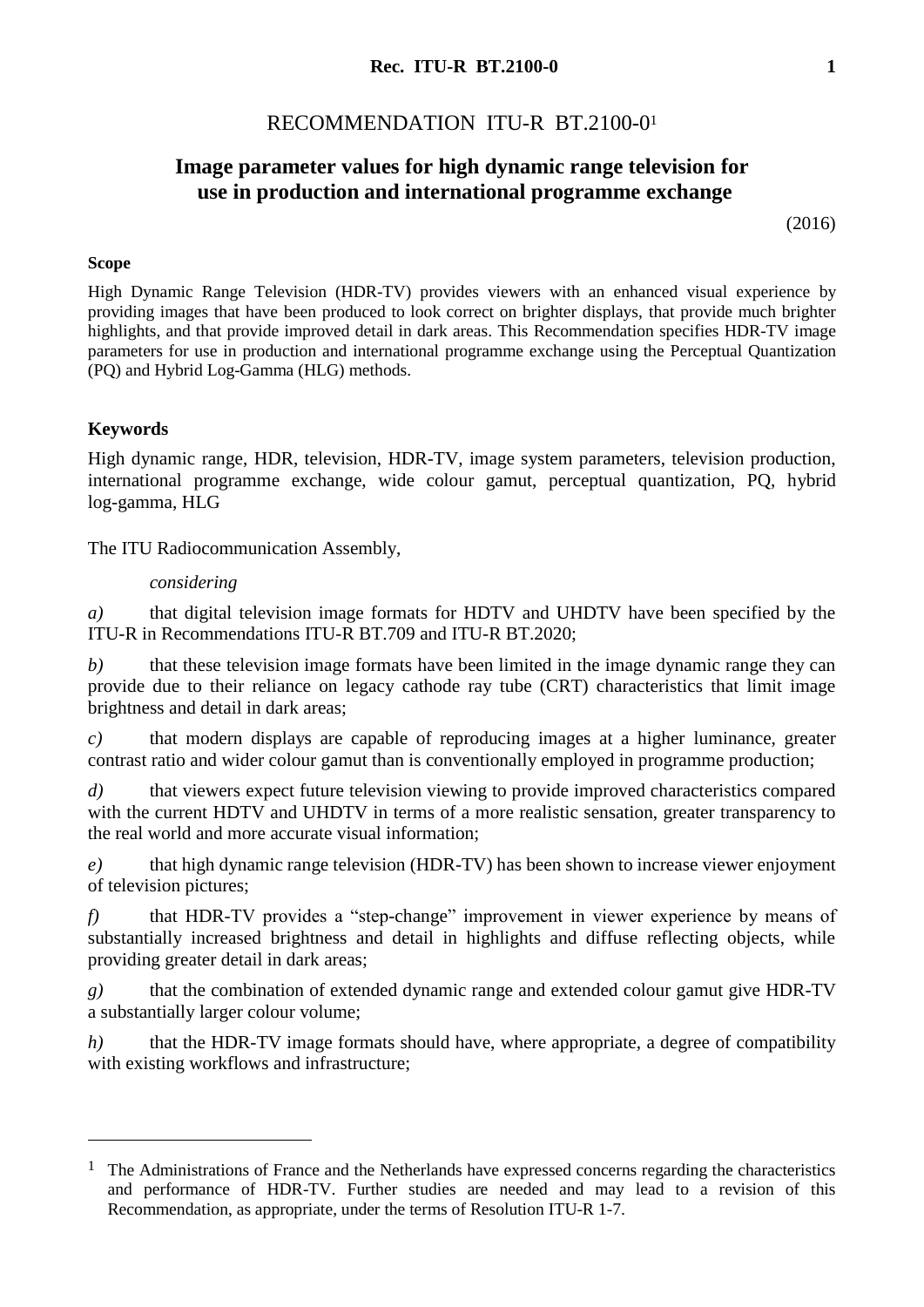# RECOMMENDATION ITU-R BT.2100-0[1]

## Image parameter values for high dynamic range television for use in production and international programme exchange

(2016)

**Scope**

High Dynamic Range Television (HDR-TV) provides viewers with an enhanced visual experience by providing images that have been produced to look correct on brighter displays, that provide much brighter highlights, and that provide improved detail in dark areas. This Recommendation specifies HDR-TV image parameters for use in production and international programme exchange using the Perceptual Quantization (PQ) and Hybrid Log-Gamma (HLG) methods.

**Keywords**

High dynamic range, HDR, television, HDR-TV, image system parameters, television production, international programme exchange, wide colour gamut, perceptual quantization, PQ, hybrid log-gamma, HLG

The ITU Radiocommunication Assembly,

*considering*

*a)* that digital television image formats for HDTV and UHDTV have been specified by the ITU-R in Recommendations ITU-R BT.709 and ITU-R BT.2020;

*b)* that these television image formats have been limited in the image dynamic range they can provide due to their reliance on legacy cathode ray tube (CRT) characteristics that limit image brightness and detail in dark areas;

*c)* that modern displays are capable of reproducing images at a higher luminance, greater contrast ratio and wider colour gamut than is conventionally employed in programme production;

*d)* that viewers expect future television viewing to provide improved characteristics compared with the current HDTV and UHDTV in terms of a more realistic sensation, greater transparency to the real world and more accurate visual information;

*e)* that high dynamic range television (HDR-TV) has been shown to increase viewer enjoyment of television pictures;

*f)* that HDR-TV provides a "step-change" improvement in viewer experience by means of substantially increased brightness and detail in highlights and diffuse reflecting objects, while providing greater detail in dark areas;

*g)* that the combination of extended dynamic range and extended colour gamut give HDR-TV a substantially larger colour volume;

*h)* that the HDR-TV image formats should have, where appropriate, a degree of compatibility with existing workflows and infrastructure;

---

[1] The Administrations of France and the Netherlands have expressed concerns regarding the characteristics and performance of HDR-TV. Further studies are needed and may lead to a revision of this Recommendation, as appropriate, under the terms of Resolution ITU-R 1-7.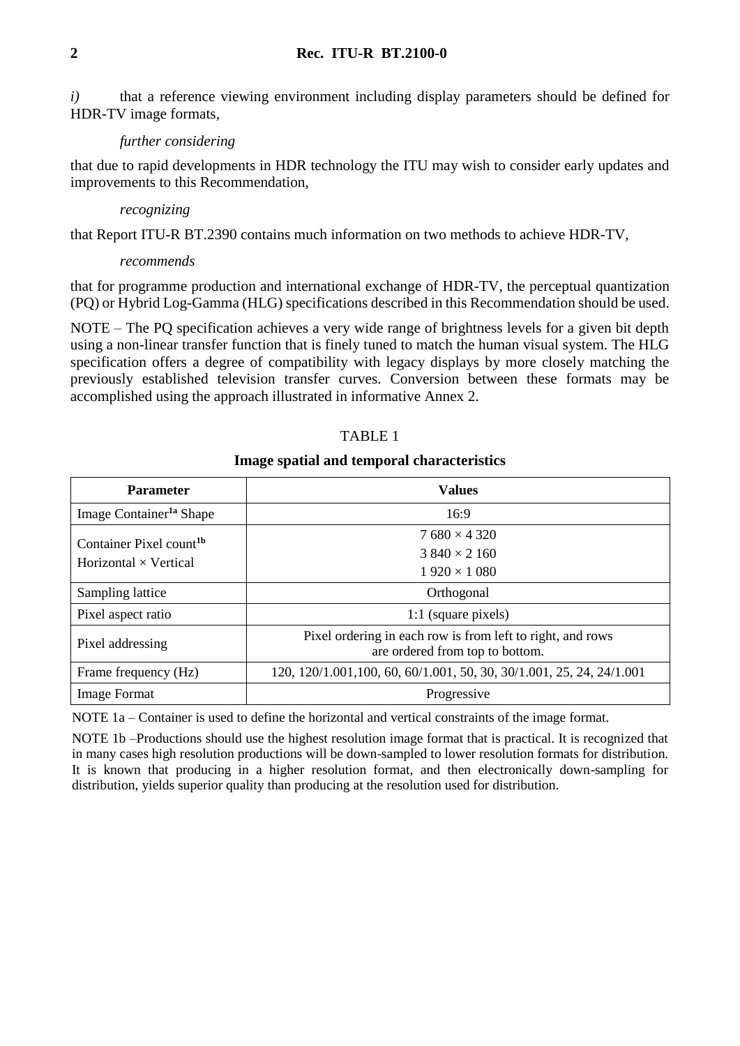*i)* that a reference viewing environment including display parameters should be defined for HDR-TV image formats,

*further considering*

that due to rapid developments in HDR technology the ITU may wish to consider early updates and improvements to this Recommendation,

*recognizing*

that Report ITU-R BT.2390 contains much information on two methods to achieve HDR-TV,

*recommends*

that for programme production and international exchange of HDR-TV, the perceptual quantization (PQ) or Hybrid Log-Gamma (HLG) specifications described in this Recommendation should be used.

NOTE – The PQ specification achieves a very wide range of brightness levels for a given bit depth using a non-linear transfer function that is finely tuned to match the human visual system. The HLG specification offers a degree of compatibility with legacy displays by more closely matching the previously established television transfer curves. Conversion between these formats may be accomplished using the approach illustrated in informative Annex 2.

TABLE 1

**Image spatial and temporal characteristics**

| Parameter | Values |
|---|---|
| Image Container[1a] Shape | 16:9 |
| Container Pixel count[1b] Horizontal × Vertical | 7 680 × 4 320<br>3 840 × 2 160<br>1 920 × 1 080 |
| Sampling lattice | Orthogonal |
| Pixel aspect ratio | 1:1 (square pixels) |
| Pixel addressing | Pixel ordering in each row is from left to right, and rows are ordered from top to bottom. |
| Frame frequency (Hz) | 120, 120/1.001,100, 60, 60/1.001, 50, 30, 30/1.001, 25, 24, 24/1.001 |
| Image Format | Progressive |

NOTE 1a – Container is used to define the horizontal and vertical constraints of the image format.

NOTE 1b –Productions should use the highest resolution image format that is practical. It is recognized that in many cases high resolution productions will be down-sampled to lower resolution formats for distribution. It is known that producing in a higher resolution format, and then electronically down-sampling for distribution, yields superior quality than producing at the resolution used for distribution.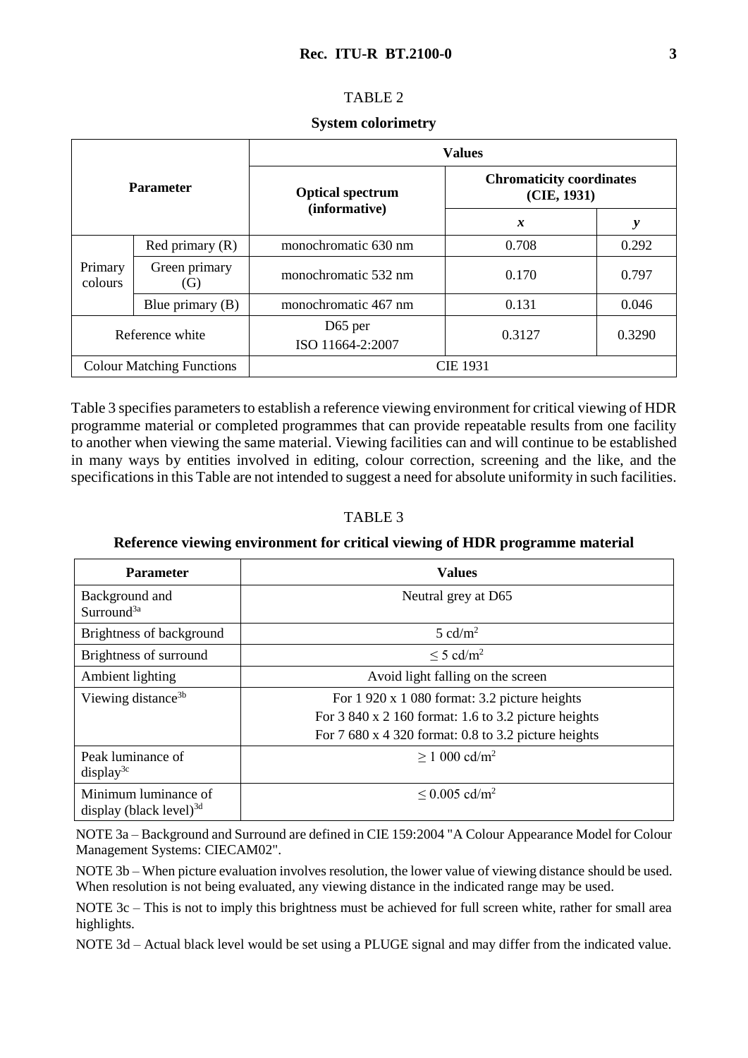TABLE 2

**System colorimetry**

| Parameter | | Values | | |
|---|---|---|---|---|
| | | Optical spectrum (informative) | Chromaticity coordinates (CIE, 1931) | |
| | | | ***x*** | ***y*** |
| Primary colours | Red primary (R) | monochromatic 630 nm | 0.708 | 0.292 |
| | Green primary (G) | monochromatic 532 nm | 0.170 | 0.797 |
| | Blue primary (B) | monochromatic 467 nm | 0.131 | 0.046 |
| Reference white | | D65 per ISO 11664-2:2007 | 0.3127 | 0.3290 |
| Colour Matching Functions | | CIE 1931 | | |

Table 3 specifies parameters to establish a reference viewing environment for critical viewing of HDR programme material or completed programmes that can provide repeatable results from one facility to another when viewing the same material. Viewing facilities can and will continue to be established in many ways by entities involved in editing, colour correction, screening and the like, and the specifications in this Table are not intended to suggest a need for absolute uniformity in such facilities.

TABLE 3

**Reference viewing environment for critical viewing of HDR programme material**

| Parameter | Values |
|---|---|
| Background and Surround[3a] | Neutral grey at D65 |
| Brightness of background | 5 cd/m$^2$ |
| Brightness of surround | $\leq$ 5 cd/m$^2$ |
| Ambient lighting | Avoid light falling on the screen |
| Viewing distance[3b] | For 1 920 x 1 080 format: 3.2 picture heights<br>For 3 840 x 2 160 format: 1.6 to 3.2 picture heights<br>For 7 680 x 4 320 format: 0.8 to 3.2 picture heights |
| Peak luminance of display[3c] | $\geq$ 1 000 cd/m$^2$ |
| Minimum luminance of display (black level)[3d] | $\leq$ 0.005 cd/m$^2$ |

NOTE 3a – Background and Surround are defined in CIE 159:2004 "A Colour Appearance Model for Colour Management Systems: CIECAM02".

NOTE 3b – When picture evaluation involves resolution, the lower value of viewing distance should be used. When resolution is not being evaluated, any viewing distance in the indicated range may be used.

NOTE 3c – This is not to imply this brightness must be achieved for full screen white, rather for small area highlights.

NOTE 3d – Actual black level would be set using a PLUGE signal and may differ from the indicated value.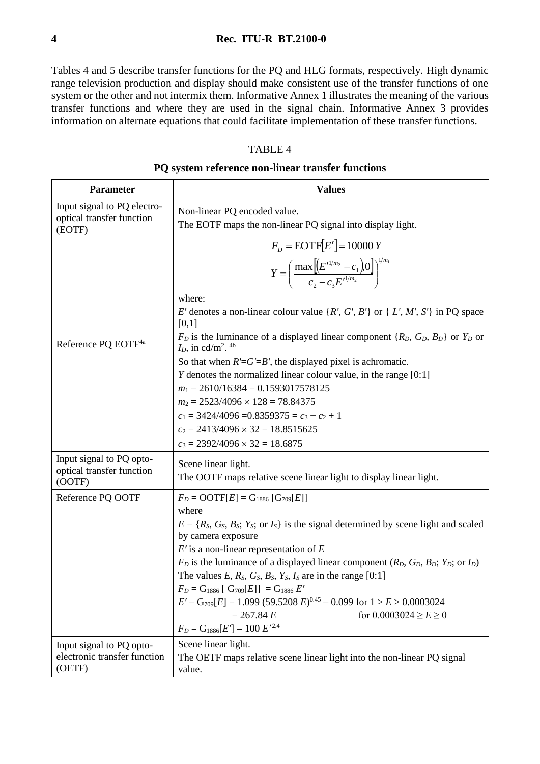Tables 4 and 5 describe transfer functions for the PQ and HLG formats, respectively. High dynamic range television production and display should make consistent use of the transfer functions of one system or the other and not intermix them. Informative Annex 1 illustrates the meaning of the various transfer functions and where they are used in the signal chain. Informative Annex 3 provides information on alternate equations that could facilitate implementation of these transfer functions.

TABLE 4

**PQ system reference non-linear transfer functions**

| Parameter | Values |
|---|---|
| Input signal to PQ electro-optical transfer function (EOTF) | Non-linear PQ encoded value.<br>The EOTF maps the non-linear PQ signal into display light. |
| Reference PQ EOTF[4a] | $F_D = \mathrm{EOTF}[E'] = 10000\, Y$<br>$Y = \left( \dfrac{\max\left[ \left( E'^{1/m_2} - c_1 \right), 0 \right]}{c_2 - c_3 E'^{1/m_2}} \right)^{1/m_1}$<br>where:<br>$E'$ denotes a non-linear colour value $\{R', G', B'\}$ or $\{L', M', S'\}$ in PQ space [0,1]<br>$F_D$ is the luminance of a displayed linear component $\{R_D, G_D, B_D\}$ or $Y_D$ or $I_D$, in cd/m$^2$. [4b]<br>So that when $R'=G'=B'$, the displayed pixel is achromatic.<br>$Y$ denotes the normalized linear colour value, in the range [0:1]<br>$m_1 = 2610/16384 = 0.1593017578125$<br>$m_2 = 2523/4096 \times 128 = 78.84375$<br>$c_1 = 3424/4096 = 0.8359375 = c_3 - c_2 + 1$<br>$c_2 = 2413/4096 \times 32 = 18.8515625$<br>$c_3 = 2392/4096 \times 32 = 18.6875$ |
| Input signal to PQ opto-optical transfer function (OOTF) | Scene linear light.<br>The OOTF maps relative scene linear light to display linear light. |
| Reference PQ OOTF | $F_D = \mathrm{OOTF}[E] = G_{1886}\,[G_{709}[E]]$<br>where<br>$E = \{R_S, G_S, B_S; Y_S;$ or $I_S\}$ is the signal determined by scene light and scaled by camera exposure<br>$E'$ is a non-linear representation of $E$<br>$F_D$ is the luminance of a displayed linear component ($R_D, G_D, B_D; Y_D;$ or $I_D$)<br>The values $E, R_S, G_S, B_S, Y_S, I_S$ are in the range [0:1]<br>$F_D = G_{1886}\,[\,G_{709}[E]] = G_{1886}\, E'$<br>$E' = G_{709}[E] = 1.099\,(59.5208\, E)^{0.45} - 0.099$ for $1 > E > 0.0003024$<br>$= 267.84\, E$ for $0.0003024 \geq E \geq 0$<br>$F_D = G_{1886}[E'] = 100\, E'^{2.4}$ |
| Input signal to PQ opto-electronic transfer function (OETF) | Scene linear light.<br>The OETF maps relative scene linear light into the non-linear PQ signal value. |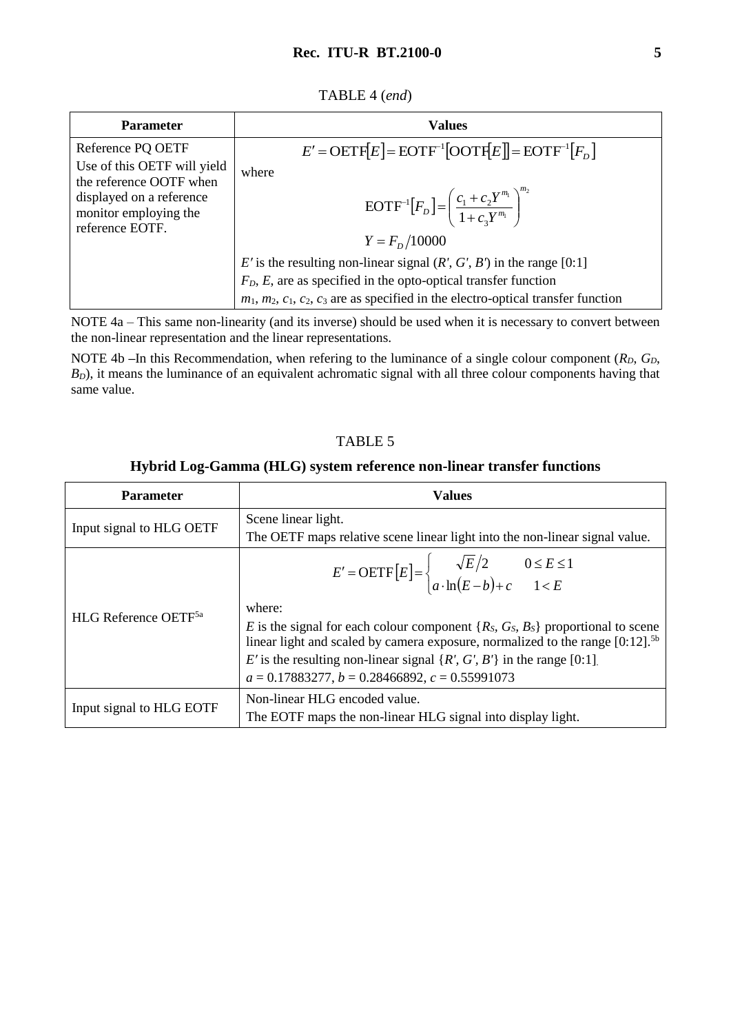TABLE 4 (*end*)

| Parameter | Values |
|---|---|
| Reference PQ OETF<br>Use of this OETF will yield the reference OOTF when displayed on a reference monitor employing the reference EOTF. | $E' = \text{OETF}[E] = \text{EOTF}^{-1}[\text{OOTF}[E]] = \text{EOTF}^{-1}[F_D]$<br>where<br>$\text{EOTF}^{-1}[F_D] = \left(\frac{c_1 + c_2 Y^{m_1}}{1 + c_3 Y^{m_1}}\right)^{m_2}$<br>$Y = F_D / 10000$<br>$E'$ is the resulting non-linear signal ($R'$, $G'$, $B'$) in the range [0:1]<br>$F_D$, $E$, are as specified in the opto-optical transfer function<br>$m_1$, $m_2$, $c_1$, $c_2$, $c_3$ are as specified in the electro-optical transfer function |

NOTE 4a – This same non-linearity (and its inverse) should be used when it is necessary to convert between the non-linear representation and the linear representations.

NOTE 4b –In this Recommendation, when refering to the luminance of a single colour component ($R_D$, $G_D$, $B_D$), it means the luminance of an equivalent achromatic signal with all three colour components having that same value.

TABLE 5

**Hybrid Log-Gamma (HLG) system reference non-linear transfer functions**

| Parameter | Values |
|---|---|
| Input signal to HLG OETF | Scene linear light.<br>The OETF maps relative scene linear light into the non-linear signal value. |
| HLG Reference OETF[5a] | $E' = \text{OETF}[E] = \begin{cases} \sqrt{E}/2 & 0 \le E \le 1 \\ a \cdot \ln(E - b) + c & 1 < E \end{cases}$<br>where:<br>$E$ is the signal for each colour component $\{R_S, G_S, B_S\}$ proportional to scene linear light and scaled by camera exposure, normalized to the range [0:12].[5b]<br>$E'$ is the resulting non-linear signal $\{R', G', B'\}$ in the range [0:1].<br>$a = 0.17883277$, $b = 0.28466892$, $c = 0.55991073$ |
| Input signal to HLG EOTF | Non-linear HLG encoded value.<br>The EOTF maps the non-linear HLG signal into display light. |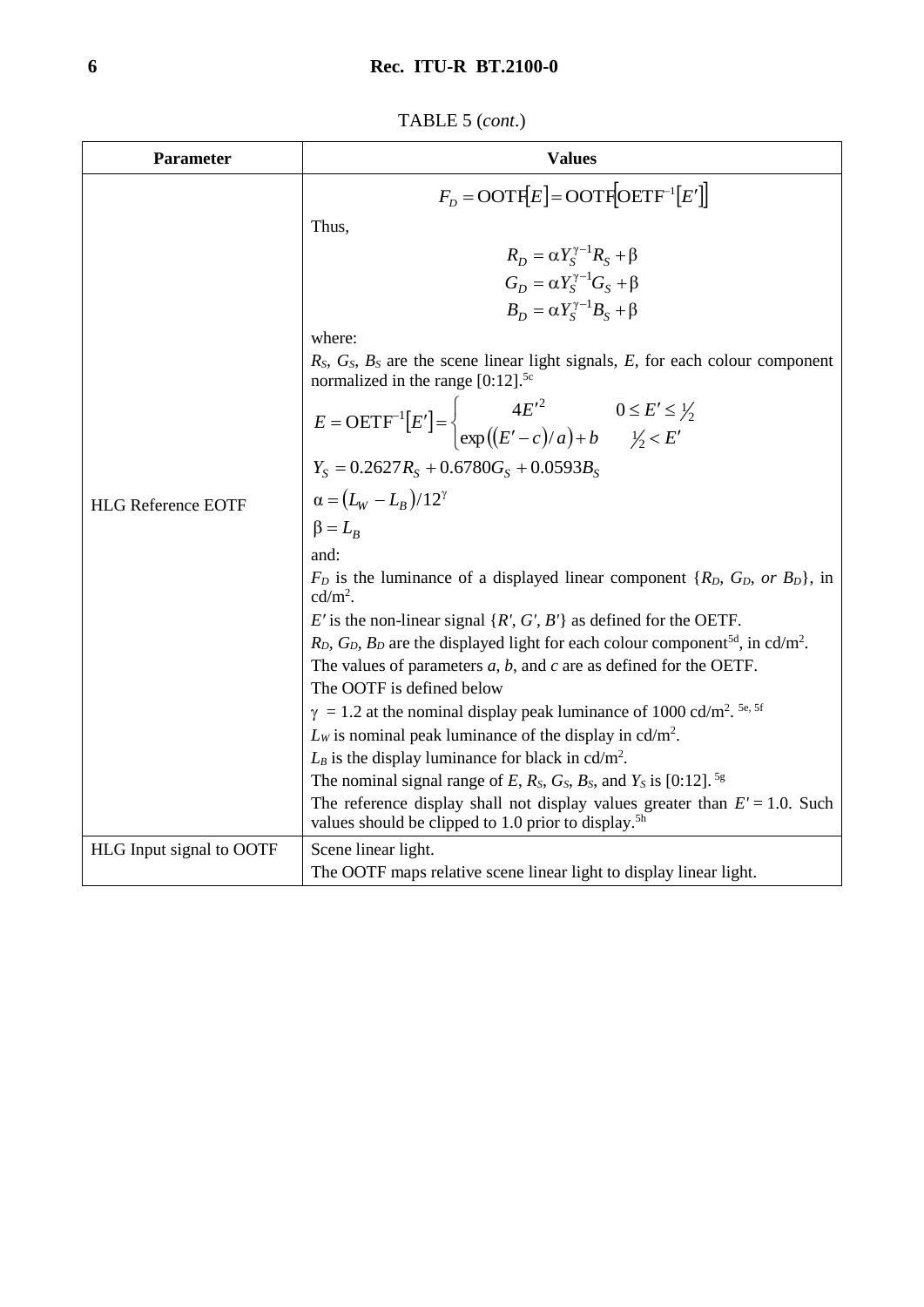TABLE 5 (*cont*.)

| Parameter | Values |
|---|---|
| HLG Reference EOTF | $F_D = \text{OOTF}[E] = \text{OOTF}[\text{OETF}^{-1}[E']]$<br>Thus,<br>$R_D = \alpha Y_S^{\gamma-1} R_S + \beta$<br>$G_D = \alpha Y_S^{\gamma-1} G_S + \beta$<br>$B_D = \alpha Y_S^{\gamma-1} B_S + \beta$<br>where:<br>$R_S$, $G_S$, $B_S$ are the scene linear light signals, $E$, for each colour component normalized in the range [0:12].[5c]<br>$E = \text{OETF}^{-1}[E'] = \begin{cases} 4E'^2 & 0 \le E' \le \frac{1}{2} \\ \exp((E'-c)/a) + b & \frac{1}{2} < E' \end{cases}$<br>$Y_S = 0.2627 R_S + 0.6780 G_S + 0.0593 B_S$<br>$\alpha = (L_W - L_B)/12^{\gamma}$<br>$\beta = L_B$<br>and:<br>$F_D$ is the luminance of a displayed linear component {$R_D$, $G_D$, *or* $B_D$}, in cd/m$^2$.<br>$E'$ is the non-linear signal {$R'$, $G'$, $B'$} as defined for the OETF.<br>$R_D$, $G_D$, $B_D$ are the displayed light for each colour component[5d], in cd/m$^2$.<br>The values of parameters *a*, *b*, and *c* are as defined for the OETF.<br>The OOTF is defined below<br>$\gamma$ = 1.2 at the nominal display peak luminance of 1000 cd/m$^2$. [5e, 5f]<br>$L_W$ is nominal peak luminance of the display in cd/m$^2$.<br>$L_B$ is the display luminance for black in cd/m$^2$.<br>The nominal signal range of $E$, $R_S$, $G_S$, $B_S$, and $Y_S$ is [0:12]. [5g]<br>The reference display shall not display values greater than $E'$ = 1.0. Such values should be clipped to 1.0 prior to display.[5h] |
| HLG Input signal to OOTF | Scene linear light.<br>The OOTF maps relative scene linear light to display linear light. |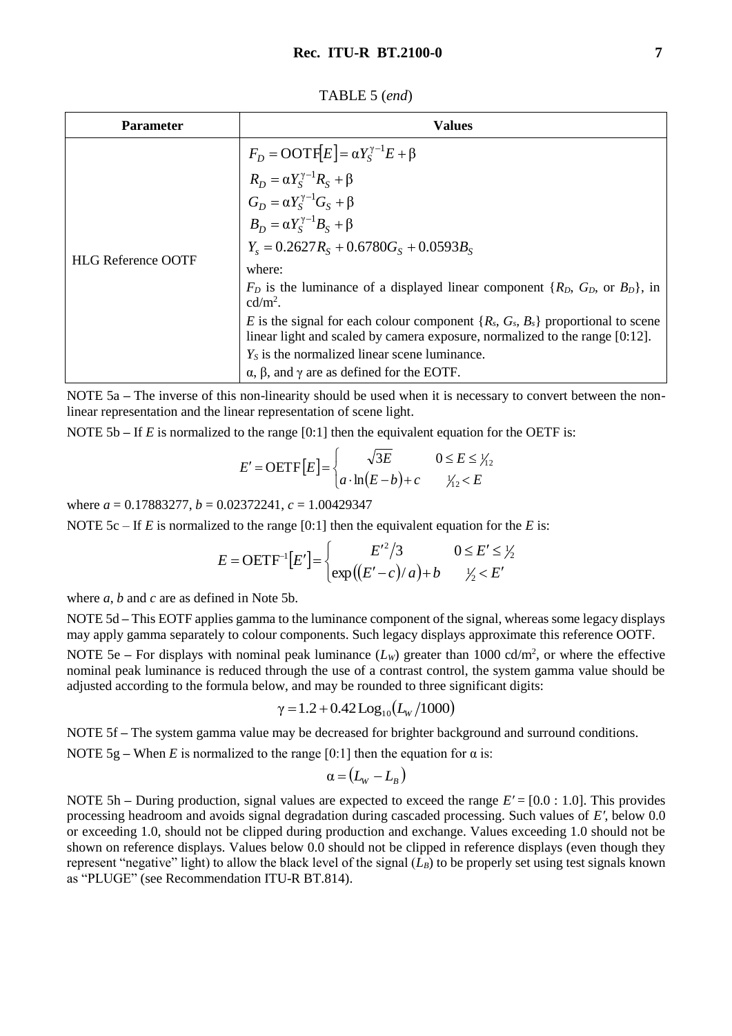TABLE 5 (*end*)

| Parameter | Values |
|---|---|
| HLG Reference OOTF | $F_D = \text{OOTF}[E] = \alpha Y_S^{\gamma-1} E + \beta$<br>$R_D = \alpha Y_S^{\gamma-1} R_S + \beta$<br>$G_D = \alpha Y_S^{\gamma-1} G_S + \beta$<br>$B_D = \alpha Y_S^{\gamma-1} B_S + \beta$<br>$Y_s = 0.2627 R_S + 0.6780 G_S + 0.0593 B_S$<br>where:<br>$F_D$ is the luminance of a displayed linear component $\{R_D, G_D, \text{ or } B_D\}$, in cd/m$^2$.<br>$E$ is the signal for each colour component $\{R_s, G_s, B_s\}$ proportional to scene linear light and scaled by camera exposure, normalized to the range [0:12].<br>$Y_S$ is the normalized linear scene luminance.<br>$\alpha$, $\beta$, and $\gamma$ are as defined for the EOTF. |

NOTE 5a – The inverse of this non-linearity should be used when it is necessary to convert between the non-linear representation and the linear representation of scene light.

NOTE 5b – If $E$ is normalized to the range [0:1] then the equivalent equation for the OETF is:

$$E' = \text{OETF}[E] = \begin{cases} \sqrt{3E} & 0 \le E \le \frac{1}{12} \\ a \cdot \ln(E - b) + c & \frac{1}{12} < E \end{cases}$$

where $a = 0.17883277$, $b = 0.02372241$, $c = 1.00429347$

NOTE 5c – If $E$ is normalized to the range [0:1] then the equivalent equation for the $E$ is:

$$E = \text{OETF}^{-1}[E'] = \begin{cases} E'^2/3 & 0 \le E' \le \frac{1}{2} \\ \exp((E' - c)/a) + b & \frac{1}{2} < E' \end{cases}$$

where $a$, $b$ and $c$ are as defined in Note 5b.

NOTE 5d – This EOTF applies gamma to the luminance component of the signal, whereas some legacy displays may apply gamma separately to colour components. Such legacy displays approximate this reference OOTF.

NOTE 5e – For displays with nominal peak luminance ($L_W$) greater than 1000 cd/m$^2$, or where the effective nominal peak luminance is reduced through the use of a contrast control, the system gamma value should be adjusted according to the formula below, and may be rounded to three significant digits:

$$\gamma = 1.2 + 0.42 \,\text{Log}_{10}(L_W/1000)$$

NOTE 5f – The system gamma value may be decreased for brighter background and surround conditions.

NOTE 5g – When $E$ is normalized to the range [0:1] then the equation for $\alpha$ is:

$$\alpha = (L_W - L_B)$$

NOTE 5h – During production, signal values are expected to exceed the range $E' = [0.0 : 1.0]$. This provides processing headroom and avoids signal degradation during cascaded processing. Such values of $E'$, below 0.0 or exceeding 1.0, should not be clipped during production and exchange. Values exceeding 1.0 should not be shown on reference displays. Values below 0.0 should not be clipped in reference displays (even though they represent "negative" light) to allow the black level of the signal ($L_B$) to be properly set using test signals known as "PLUGE" (see Recommendation ITU-R BT.814).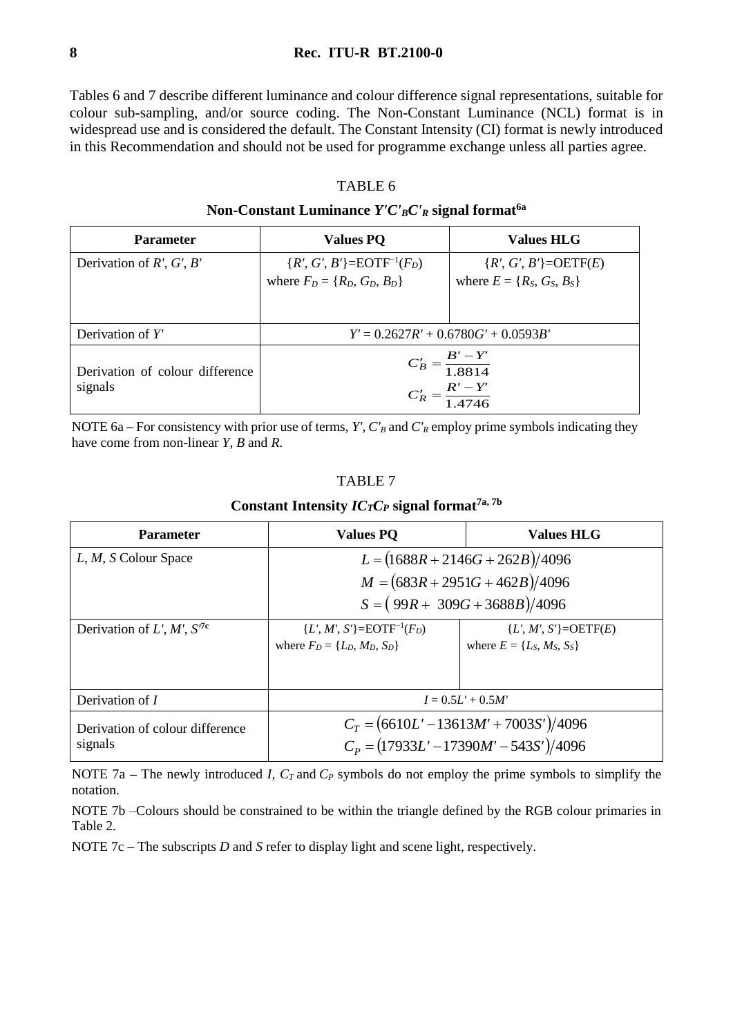Tables 6 and 7 describe different luminance and colour difference signal representations, suitable for colour sub-sampling, and/or source coding. The Non-Constant Luminance (NCL) format is in widespread use and is considered the default. The Constant Intensity (CI) format is newly introduced in this Recommendation and should not be used for programme exchange unless all parties agree.

TABLE 6

**Non-Constant Luminance $Y'C'_BC'_R$ signal format[6a]**

| Parameter | Values PQ | Values HLG |
|---|---|---|
| Derivation of $R'$, $G'$, $B'$ | $\{R', G', B'\}=\mathrm{EOTF}^{-1}(F_D)$ where $F_D = \{R_D, G_D, B_D\}$ | $\{R', G', B'\}=\mathrm{OETF}(E)$ where $E = \{R_S, G_S, B_S\}$ |
| Derivation of $Y'$ | $Y' = 0.2627R' + 0.6780G' + 0.0593B'$ | |
| Derivation of colour difference signals | $C'_B = \dfrac{B' - Y'}{1.8814}$ $C'_R = \dfrac{R' - Y'}{1.4746}$ | |

NOTE 6a – For consistency with prior use of terms, $Y'$, $C'_B$ and $C'_R$ employ prime symbols indicating they have come from non-linear $Y$, $B$ and $R$.

TABLE 7

**Constant Intensity $IC_TC_P$ signal format[7a, 7b]**

| Parameter | Values PQ | Values HLG |
|---|---|---|
| $L$, $M$, $S$ Colour Space | $L = (1688R + 2146G + 262B)/4096$ $M = (683R + 2951G + 462B)/4096$ $S = (99R + 309G + 3688B)/4096$ | |
| Derivation of $L'$, $M'$, $S'$[7c] | $\{L', M', S'\}=\mathrm{EOTF}^{-1}(F_D)$ where $F_D = \{L_D, M_D, S_D\}$ | $\{L', M', S'\}=\mathrm{OETF}(E)$ where $E = \{L_S, M_S, S_S\}$ |
| Derivation of $I$ | $I = 0.5L' + 0.5M'$ | |
| Derivation of colour difference signals | $C_T = (6610L' - 13613M' + 7003S')/4096$ $C_P = (17933L' - 17390M' - 543S')/4096$ | |

NOTE 7a – The newly introduced $I$, $C_T$ and $C_P$ symbols do not employ the prime symbols to simplify the notation.

NOTE 7b – Colours should be constrained to be within the triangle defined by the RGB colour primaries in Table 2.

NOTE 7c – The subscripts $D$ and $S$ refer to display light and scene light, respectively.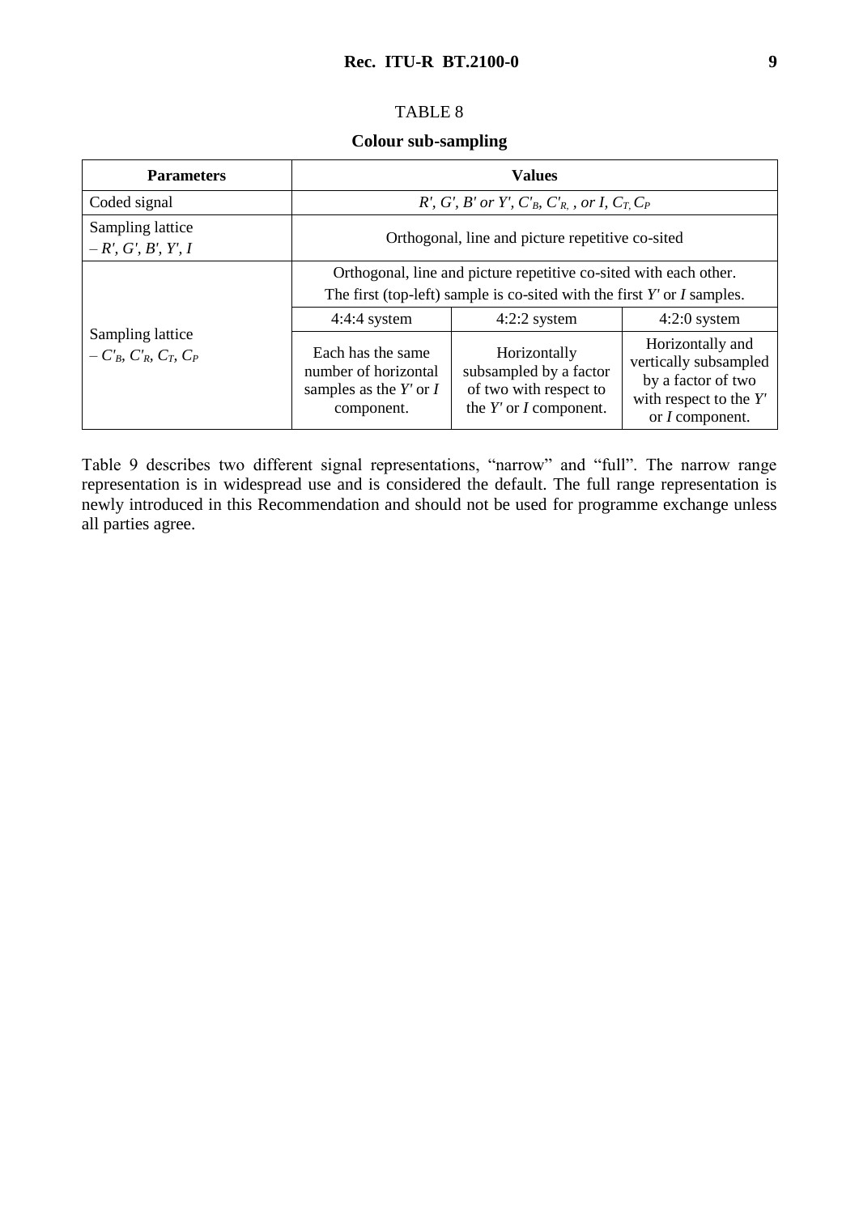TABLE 8

**Colour sub-sampling**

| Parameters | Values | | |
|---|---|---|---|
| Coded signal | $R'$, $G'$, $B'$ *or* $Y'$, $C'_B$, $C'_R$, *or* $I$, $C_T$, $C_P$ | | |
| Sampling lattice – $R'$, $G'$, $B'$, $Y'$, $I$ | Orthogonal, line and picture repetitive co-sited | | |
| Sampling lattice – $C'_B$, $C'_R$, $C_T$, $C_P$ | Orthogonal, line and picture repetitive co-sited with each other. The first (top-left) sample is co-sited with the first $Y'$ or $I$ samples. | | |
| | 4:4:4 system | 4:2:2 system | 4:2:0 system |
| | Each has the same number of horizontal samples as the $Y'$ or $I$ component. | Horizontally subsampled by a factor of two with respect to the $Y'$ or $I$ component. | Horizontally and vertically subsampled by a factor of two with respect to the $Y'$ or $I$ component. |

Table 9 describes two different signal representations, "narrow" and "full". The narrow range representation is in widespread use and is considered the default. The full range representation is newly introduced in this Recommendation and should not be used for programme exchange unless all parties agree.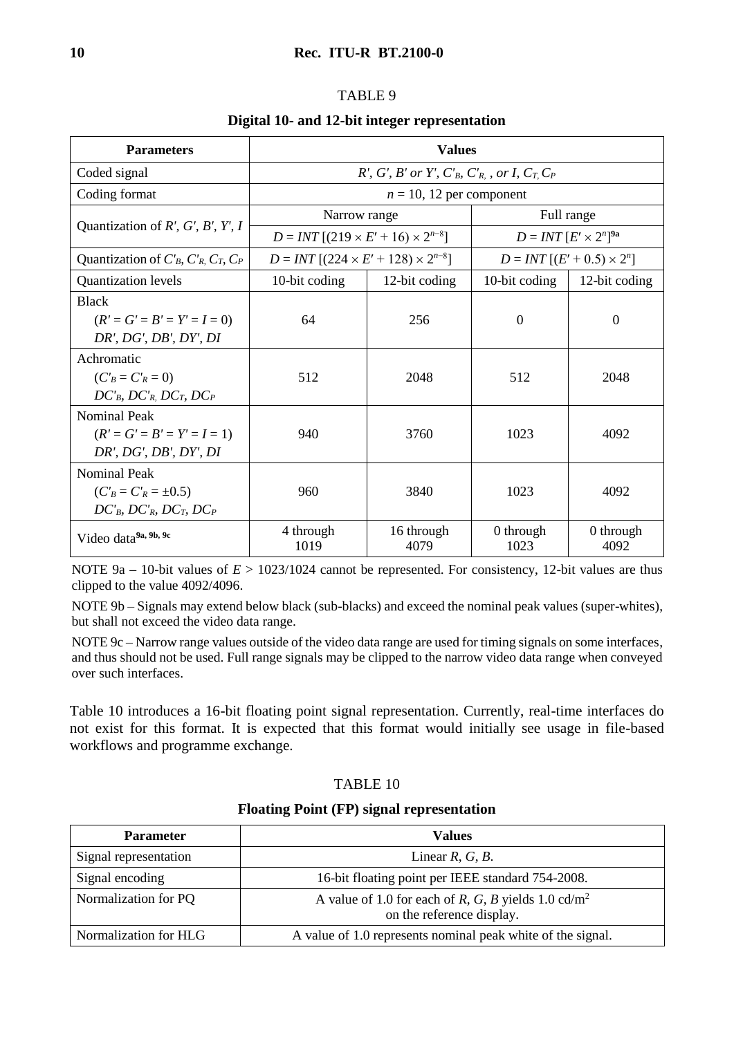TABLE 9

**Digital 10- and 12-bit integer representation**

| Parameters | Values | | | |
|---|---|---|---|---|
| Coded signal | $R'$, $G'$, $B'$ or $Y'$, $C'_B$, $C'_R$, , or $I$, $C_T$, $C_P$ | | | |
| Coding format | $n = 10$, 12 per component | | | |
| Quantization of $R'$, $G'$, $B'$, $Y'$, $I$ | Narrow range | | Full range | |
| | $D = INT\,[(219 \times E' + 16) \times 2^{n-8}]$ | | $D = INT\,[E' \times 2^n]$[9a] | |
| Quantization of $C'_B$, $C'_R$, $C_T$, $C_P$ | $D = INT\,[(224 \times E' + 128) \times 2^{n-8}]$ | | $D = INT\,[(E' + 0.5) \times 2^n]$ | |
| Quantization levels | 10-bit coding | 12-bit coding | 10-bit coding | 12-bit coding |
| Black ($R' = G' = B' = Y' = I = 0$) $DR'$, $DG'$, $DB'$, $DY'$, $DI$ | 64 | 256 | 0 | 0 |
| Achromatic ($C'_B = C'_R = 0$) $DC'_B$, $DC'_R$, $DC_T$, $DC_P$ | 512 | 2048 | 512 | 2048 |
| Nominal Peak ($R' = G' = B' = Y' = I = 1$) $DR'$, $DG'$, $DB'$, $DY'$, $DI$ | 940 | 3760 | 1023 | 4092 |
| Nominal Peak ($C'_B = C'_R = \pm 0.5$) $DC'_B$, $DC'_R$, $DC_T$, $DC_P$ | 960 | 3840 | 1023 | 4092 |
| Video data[9a, 9b, 9c] | 4 through 1019 | 16 through 4079 | 0 through 1023 | 0 through 4092 |

NOTE 9a – 10-bit values of $E > 1023/1024$ cannot be represented. For consistency, 12-bit values are thus clipped to the value 4092/4096.

NOTE 9b – Signals may extend below black (sub-blacks) and exceed the nominal peak values (super-whites), but shall not exceed the video data range.

NOTE 9c – Narrow range values outside of the video data range are used for timing signals on some interfaces, and thus should not be used. Full range signals may be clipped to the narrow video data range when conveyed over such interfaces.

Table 10 introduces a 16-bit floating point signal representation. Currently, real-time interfaces do not exist for this format. It is expected that this format would initially see usage in file-based workflows and programme exchange.

TABLE 10

**Floating Point (FP) signal representation**

| Parameter | Values |
|---|---|
| Signal representation | Linear $R$, $G$, $B$. |
| Signal encoding | 16-bit floating point per IEEE standard 754-2008. |
| Normalization for PQ | A value of 1.0 for each of $R$, $G$, $B$ yields 1.0 cd/m$^2$ on the reference display. |
| Normalization for HLG | A value of 1.0 represents nominal peak white of the signal. |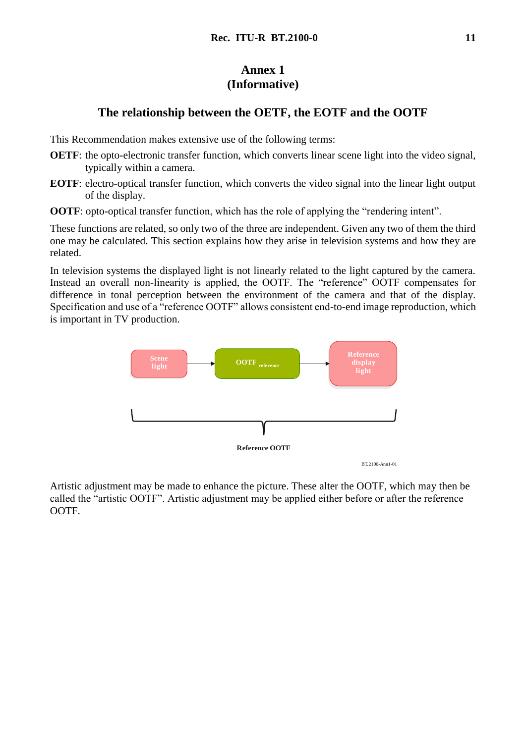# Annex 1
# (Informative)

## The relationship between the OETF, the EOTF and the OOTF

This Recommendation makes extensive use of the following terms:

**OETF**: the opto-electronic transfer function, which converts linear scene light into the video signal, typically within a camera.

**EOTF**: electro-optical transfer function, which converts the video signal into the linear light output of the display.

**OOTF**: opto-optical transfer function, which has the role of applying the "rendering intent".

These functions are related, so only two of the three are independent. Given any two of them the third one may be calculated. This section explains how they arise in television systems and how they are related.

In television systems the displayed light is not linearly related to the light captured by the camera. Instead an overall non-linearity is applied, the OOTF. The "reference" OOTF compensates for difference in tonal perception between the environment of the camera and that of the display. Specification and use of a "reference OOTF" allows consistent end-to-end image reproduction, which is important in TV production.

Scene light → $OOTF_{reference}$ → Reference display light

Reference OOTF

BT.2100-Ann1-01

Artistic adjustment may be made to enhance the picture. These alter the OOTF, which may then be called the "artistic OOTF". Artistic adjustment may be applied either before or after the reference OOTF.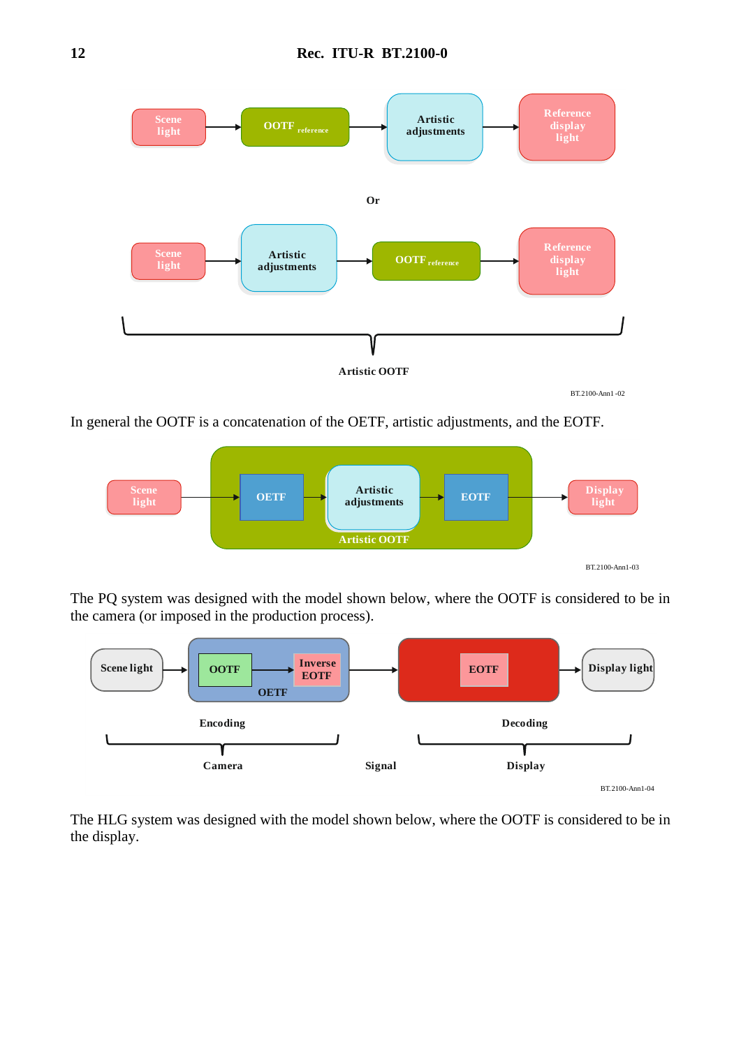Scene light → OOTF reference → Artistic adjustments → Reference display light

Or

Scene light → Artistic adjustments → OOTF reference → Reference display light

Artistic OOTF

BT.2100-Ann1-02

In general the OOTF is a concatenation of the OETF, artistic adjustments, and the EOTF.

Scene light → OETF → Artistic adjustments → EOTF → Display light

Artistic OOTF

BT.2100-Ann1-03

The PQ system was designed with the model shown below, where the OOTF is considered to be in the camera (or imposed in the production process).

Scene light → OOTF → Inverse EOTF (OETF) → EOTF → Display light

Encoding | Decoding

Camera | Signal | Display

BT.2100-Ann1-04

The HLG system was designed with the model shown below, where the OOTF is considered to be in the display.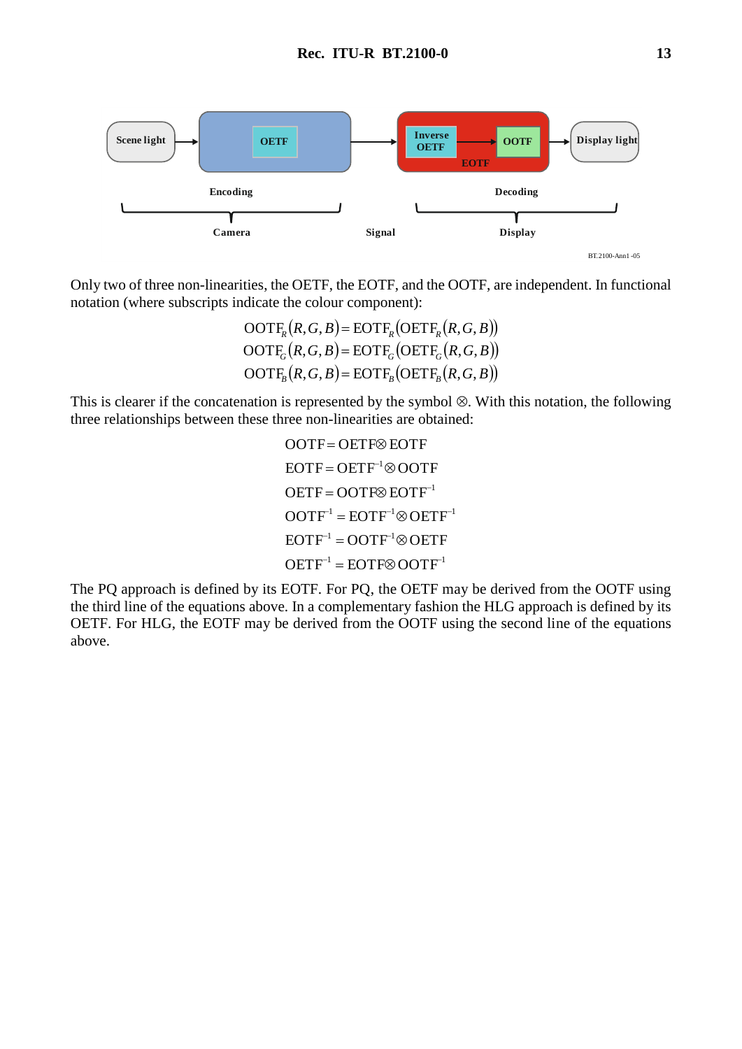Only two of three non-linearities, the OETF, the EOTF, and the OOTF, are independent. In functional notation (where subscripts indicate the colour component):

$$\mathrm{OOTF}_R(R,G,B) = \mathrm{EOTF}_R(\mathrm{OETF}_R(R,G,B))$$
$$\mathrm{OOTF}_G(R,G,B) = \mathrm{EOTF}_G(\mathrm{OETF}_G(R,G,B))$$
$$\mathrm{OOTF}_B(R,G,B) = \mathrm{EOTF}_B(\mathrm{OETF}_B(R,G,B))$$

This is clearer if the concatenation is represented by the symbol ⊗. With this notation, the following three relationships between these three non-linearities are obtained:

$$\mathrm{OOTF} = \mathrm{OETF} \otimes \mathrm{EOTF}$$
$$\mathrm{EOTF} = \mathrm{OETF}^{-1} \otimes \mathrm{OOTF}$$
$$\mathrm{OETF} = \mathrm{OOTF} \otimes \mathrm{EOTF}^{-1}$$
$$\mathrm{OOTF}^{-1} = \mathrm{EOTF}^{-1} \otimes \mathrm{OETF}^{-1}$$
$$\mathrm{EOTF}^{-1} = \mathrm{OOTF}^{-1} \otimes \mathrm{OETF}$$
$$\mathrm{OETF}^{-1} = \mathrm{EOTF} \otimes \mathrm{OOTF}^{-1}$$

The PQ approach is defined by its EOTF. For PQ, the OETF may be derived from the OOTF using the third line of the equations above. In a complementary fashion the HLG approach is defined by its OETF. For HLG, the EOTF may be derived from the OOTF using the second line of the equations above.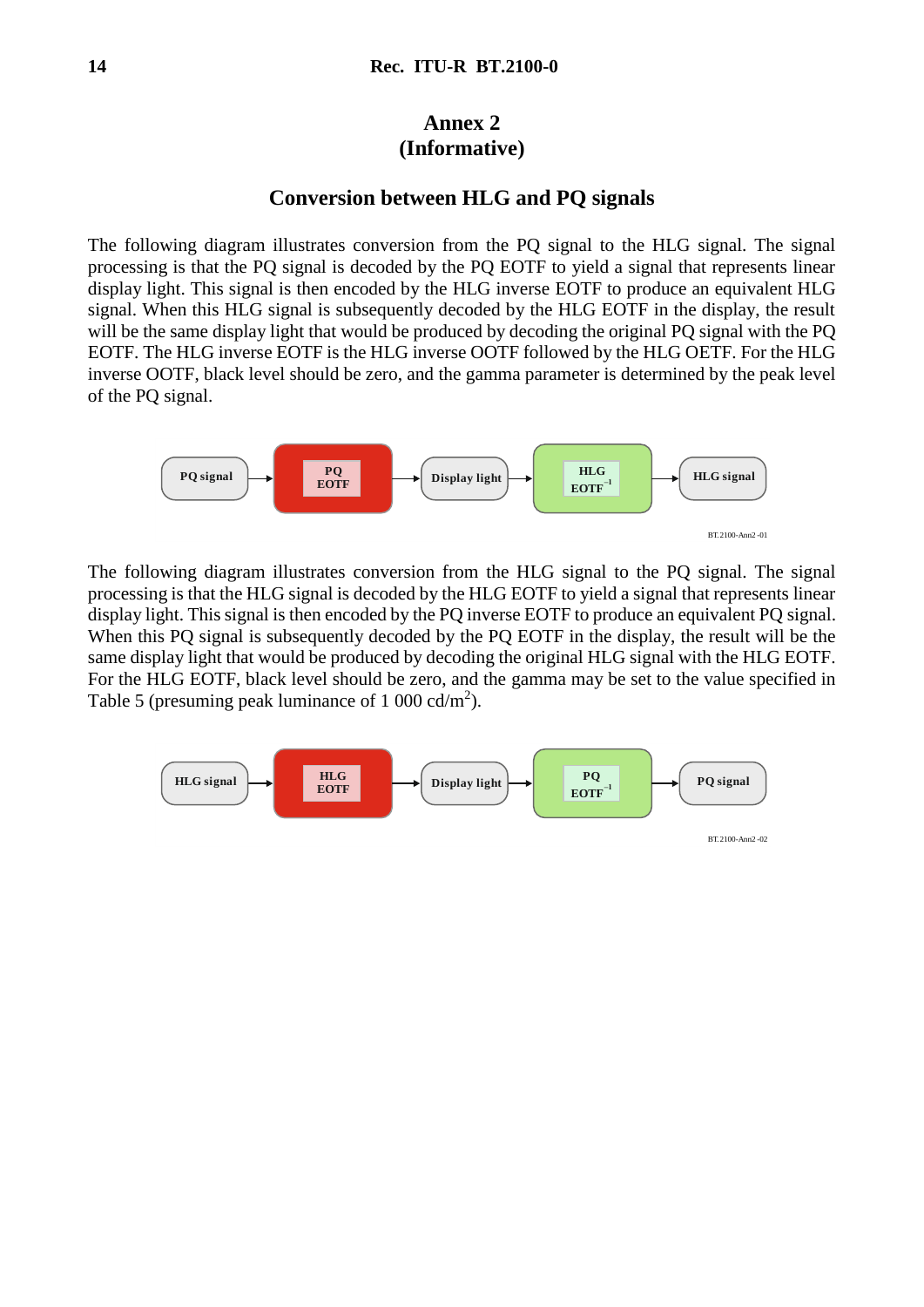# Annex 2
# (Informative)

## Conversion between HLG and PQ signals

The following diagram illustrates conversion from the PQ signal to the HLG signal. The signal processing is that the PQ signal is decoded by the PQ EOTF to yield a signal that represents linear display light. This signal is then encoded by the HLG inverse EOTF to produce an equivalent HLG signal. When this HLG signal is subsequently decoded by the HLG EOTF in the display, the result will be the same display light that would be produced by decoding the original PQ signal with the PQ EOTF. The HLG inverse EOTF is the HLG inverse OOTF followed by the HLG OETF. For the HLG inverse OOTF, black level should be zero, and the gamma parameter is determined by the peak level of the PQ signal.

PQ signal → PQ EOTF → Display light → HLG $EOTF^{-1}$ → HLG signal

BT.2100-Ann2-01

The following diagram illustrates conversion from the HLG signal to the PQ signal. The signal processing is that the HLG signal is decoded by the HLG EOTF to yield a signal that represents linear display light. This signal is then encoded by the PQ inverse EOTF to produce an equivalent PQ signal. When this PQ signal is subsequently decoded by the PQ EOTF in the display, the result will be the same display light that would be produced by decoding the original HLG signal with the HLG EOTF. For the HLG EOTF, black level should be zero, and the gamma may be set to the value specified in Table 5 (presuming peak luminance of 1 000 cd/m$^2$).

HLG signal → HLG EOTF → Display light → PQ $EOTF^{-1}$ → PQ signal

BT.2100-Ann2-02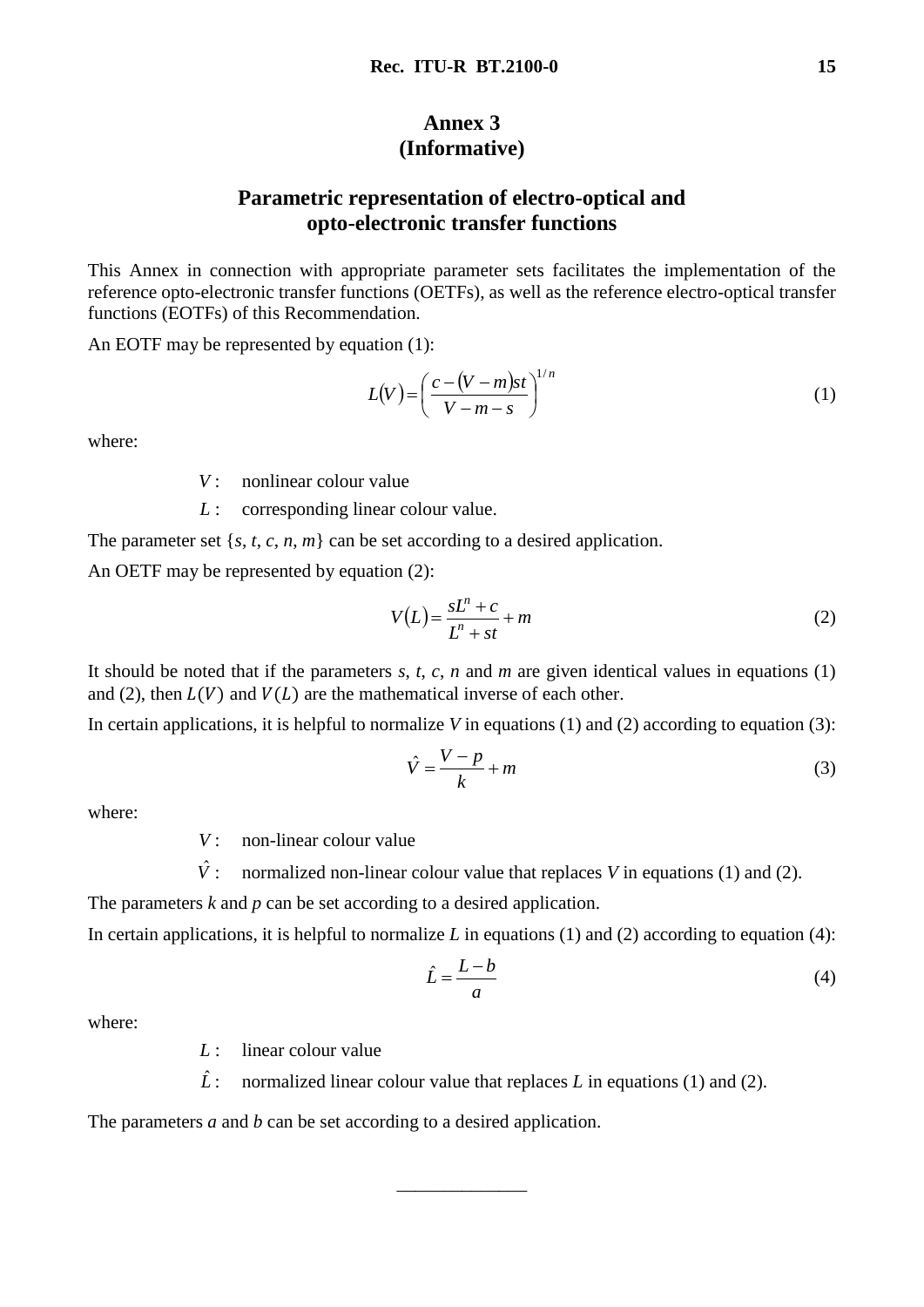# Annex 3
# (Informative)

## Parametric representation of electro-optical and opto-electronic transfer functions

This Annex in connection with appropriate parameter sets facilitates the implementation of the reference opto-electronic transfer functions (OETFs), as well as the reference electro-optical transfer functions (EOTFs) of this Recommendation.

An EOTF may be represented by equation (1):

$$L(V) = \left( \frac{c - (V - m)st}{V - m - s} \right)^{1/n} \tag{1}$$

where:

- $V$ : nonlinear colour value
- $L$ : corresponding linear colour value.

The parameter set $\{s, t, c, n, m\}$ can be set according to a desired application.

An OETF may be represented by equation (2):

$$V(L) = \frac{sL^n + c}{L^n + st} + m \tag{2}$$

It should be noted that if the parameters $s$, $t$, $c$, $n$ and $m$ are given identical values in equations (1) and (2), then $L(V)$ and $V(L)$ are the mathematical inverse of each other.

In certain applications, it is helpful to normalize $V$ in equations (1) and (2) according to equation (3):

$$\hat{V} = \frac{V - p}{k} + m \tag{3}$$

where:

- $V$ : non-linear colour value
- $\hat{V}$ : normalized non-linear colour value that replaces $V$ in equations (1) and (2).

The parameters $k$ and $p$ can be set according to a desired application.

In certain applications, it is helpful to normalize $L$ in equations (1) and (2) according to equation (4):

$$\hat{L} = \frac{L - b}{a} \tag{4}$$

where:

- $L$ : linear colour value
- $\hat{L}$ : normalized linear colour value that replaces $L$ in equations (1) and (2).

The parameters $a$ and $b$ can be set according to a desired application.

______________